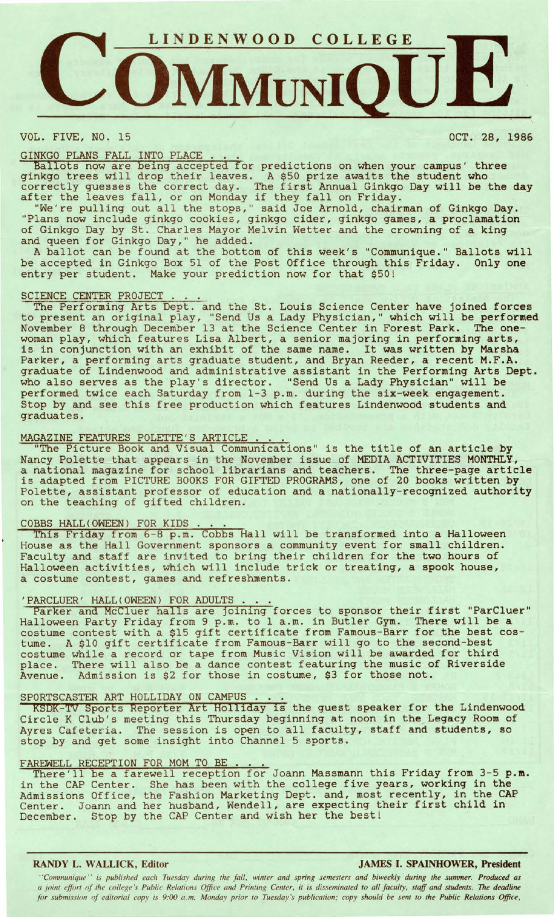# LINDENWOOD COLLEGE COMMUNIQUE

VOL. FIVE, NO. 15 OCT. 28, 1986

## GINKGO PLANS FALL INTO PLACE . . .

Ballots now are being accepted for predictions on when your campus' three ginkgo trees will drop their leaves. A $50 prize awaits the student who correctly guesses the correct day. The first Annual Ginkgo Day will be the day after the leaves fall, or on Monday if they fall on Friday.

"We're pulling out all the stops," said Joe Arnold, chairman of Ginkgo Day. "Plans now include ginkgo cookies, ginkgo cider, ginkgo games, a proclamation of Ginkgo Day by St. Charles Mayor Melvin Wetter and the crowning of a king and queen for Ginkgo Day," he added.

A ballot can be found at the bottom of this week's "Communique." Ballots will be accepted in Ginkgo Box 51 of the Post Office through this Friday. Only one entry per student. Make your prediction now for that $50!

## SCIENCE CENTER PROJECT . . .

The Performing Arts Dept. and the St. Louis Science Center have joined forces to present an original play, "Send Us a Lady Physician," which will be performed November 8 through December 13 at the Science Center in Forest Park. The one-woman play, which features Lisa Albert, a senior majoring in performing arts, is in conjunction with an exhibit of the same name. It was written by Marsha Parker, a performing arts graduate student, and Bryan Reeder, a recent M.F.A. graduate of Lindenwood and administrative assistant in the Performing Arts Dept. who also serves as the play's director. "Send Us a Lady Physician" will be performed twice each Saturday from 1-3 p.m. during the six-week engagement. Stop by and see this free production which features Lindenwood students and graduates.

## MAGAZINE FEATURES POLETTE'S ARTICLE . . .

"The Picture Book and Visual Communications" is the title of an article by Nancy Polette that appears in the November issue of MEDIA ACTIVITIES MONTHLY, a national magazine for school librarians and teachers. The three-page article is adapted from PICTURE BOOKS FOR GIFTED PROGRAMS, one of 20 books written by Polette, assistant professor of education and a nationally-recognized authority on the teaching of gifted children.

## COBBS HALL(OWEEN) FOR KIDS . . .

This Friday from 6-8 p.m. Cobbs Hall will be transformed into a Halloween House as the Hall Government sponsors a community event for small children. Faculty and staff are invited to bring their children for the two hours of Halloween activities, which will include trick or treating, a spook house, a costume contest, games and refreshments.

## 'PARCLUER' HALL(OWEEN) FOR ADULTS . . .

Parker and McCluer halls are joining forces to sponsor their first "ParCluer" Halloween Party Friday from 9 p.m. to 1 a.m. in Butler Gym. There will be a costume contest with a $15 gift certificate from Famous-Barr for the best costume. A $10 gift certificate from Famous-Barr will go to the second-best costume while a record or tape from Music Vision will be awarded for third place. There will also be a dance contest featuring the music of Riverside Avenue. Admission is $2 for those in costume, $3 for those not.

## SPORTSCASTER ART HOLLIDAY ON CAMPUS . . .

KSDK-TV Sports Reporter Art Holliday is the guest speaker for the Lindenwood Circle K Club's meeting this Thursday beginning at noon in the Legacy Room of Ayres Cafeteria. The session is open to all faculty, staff and students, so stop by and get some insight into Channel 5 sports.

## FAREWELL RECEPTION FOR MOM TO BE . . .

There'll be a farewell reception for Joann Massmann this Friday from 3-5 p.m. in the CAP Center. She has been with the college five years, working in the Admissions Office, the Fashion Marketing Dept. and, most recently, in the CAP Center. Joann and her husband, Wendell, are expecting their first child in December. Stop by the CAP Center and wish her the best!

---

**RANDY L. WALLICK, Editor** **JAMES I. SPAINHOWER, President**

*"Communique" is published each Tuesday during the fall, winter and spring semesters and biweekly during the summer. Produced as a joint effort of the college's Public Relations Office and Printing Center, it is disseminated to all faculty, staff and students. The deadline for submission of editorial copy is 9:00 a.m. Monday prior to Tuesday's publication; copy should be sent to the Public Relations Office.*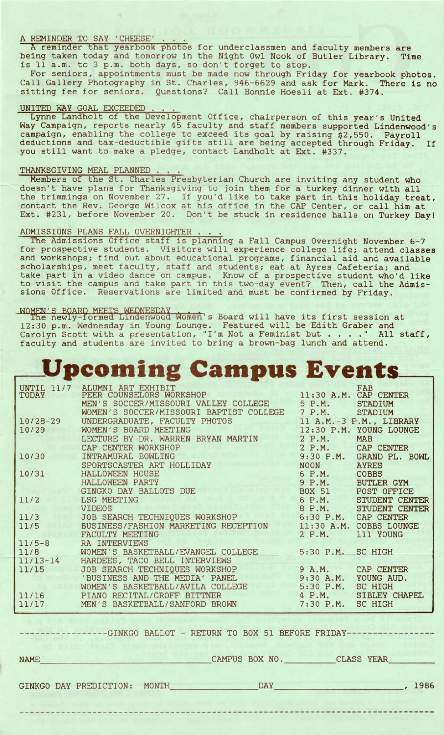## A REMINDER TO SAY 'CHEESE' . . .

A reminder that yearbook photos for underclassmen and faculty members are being taken today and tomorrow in the Night Owl Nook of Butler Library. Time is 11 a.m. to 3 p.m. both days, so don't forget to stop.

For seniors, appointments must be made now through Friday for yearbook photos. Call Gallery Photography in St. Charles, 946-6629 and ask for Mark. There is no sitting fee for seniors. Questions? Call Bonnie Hoesli at Ext. #374.

## UNITED WAY GOAL EXCEEDED . . .

Lynne Landholt of the Development Office, chairperson of this year's United Way Campaign, reports nearly 45 faculty and staff members supported Lindenwood's campaign, enabling the college to exceed its goal by raising $2,550. Payroll deductions and tax-deductible gifts still are being accepted through Friday. If you still want to make a pledge, contact Landholt at Ext. #337.

## THANKSGIVING MEAL PLANNED . . .

Members of the St. Charles Presbyterian Church are inviting any student who doesn't have plans for Thanksgiving to join them for a turkey dinner with all the trimmings on November 27. If you'd like to take part in this holiday treat, contact the Rev. George Wilcox at his office in the CAP Center, or call him at Ext. #231, before November 20. Don't be stuck in residence halls on Turkey Day!

## ADMISSIONS PLANS FALL OVERNIGHTER . . .

The Admissions Office staff is planning a Fall Campus Overnight November 6-7 for prospective students. Visitors will experience college life; attend classes and workshops; find out about educational programs, financial aid and available scholarships, meet faculty, staff and students; eat at Ayres Cafeteria; and take part in a video dance on campus. Know of a prospective student who'd like to visit the campus and take part in this two-day event? Then, call the Admissions Office. Reservations are limited and must be confirmed by Friday.

## WOMEN'S BOARD MEETS WEDNESDAY . . .

The newly-formed Lindenwood Women's Board will have its first session at 12:30 p.m. Wednesday in Young Lounge. Featured will be Edith Graber and Carolyn Scott with a presentation, "I'm Not a Feminist but . . . ." All staff, faculty and students are invited to bring a brown-bag lunch and attend.

# Upcoming Campus Events

| | | | |
|---|---|---|---|
| UNTIL 11/7 | ALUMNI ART EXHIBIT | | FAB |
| TODAY | PEER COUNSELORS WORKSHOP | 11:30 A.M. | CAP CENTER |
| | MEN'S SOCCER/MISSOURI VALLEY COLLEGE | 5 P.M. | STADIUM |
| | WOMEN'S SOCCER/MISSOURI BAPTIST COLLEGE | 7 P.M. | STADIUM |
| 10/28-29 | UNDERGRADUATE, FACULTY PHOTOS | 11 A.M.-3 P.M., | LIBRARY |
| 10/29 | WOMEN'S BOARD MEETING | 12:30 P.M. | YOUNG LOUNGE |
| | LECTURE BY DR. WARREN BRYAN MARTIN | 2 P.M. | MAB |
| | CAP CENTER WORKSHOP | 2 P.M. | CAP CENTER |
| 10/30 | INTRAMURAL BOWLING | 9:30 P.M. | GRAND PL. BOWL |
| | SPORTSCASTER ART HOLLIDAY | NOON | AYRES |
| 10/31 | HALLOWEEN HOUSE | 6 P.M. | COBBS |
| | HALLOWEEN PARTY | 9 P.M. | BUTLER GYM |
| | GINGKO DAY BALLOTS DUE | BOX 51 | POST OFFICE |
| 11/2 | LSG MEETING | 6 P.M. | STUDENT CENTER |
| | VIDEOS | 8 P.M. | STUDENT CENTER |
| 11/3 | JOB SEARCH TECHNIQUES WORKSHOP | 6:30 P.M. | CAP CENTER |
| 11/5 | BUSINESS/FASHION MARKETING RECEPTION | 11:30 A.M. | COBBS LOUNGE |
| | FACULTY MEETING | 2 P.M. | 111 YOUNG |
| 11/5-8 | RA INTERVIEWS | | |
| 11/8 | WOMEN'S BASKETBALL/EVANGEL COLLEGE | 5:30 P.M. | SC HIGH |
| 11/13-14 | HARDEES, TACO BELL INTERVIEWS | | |
| 11/15 | JOB SEARCH TECHNIQUES WORKSHOP | 9 A.M. | CAP CENTER |
| | 'BUSINESS AND THE MEDIA' PANEL | 9:30 A.M. | YOUNG AUD. |
| | WOMEN'S BASKETBALL/AVILA COLLEGE | 5:30 P.M. | SC HIGH |
| 11/16 | PIANO RECITAL/GROFF BITTNER | 4 P.M. | SIBLEY CHAPEL |
| 11/17 | MEN'S BASKETBALL/SANFORD BROWN | 7:30 P.M. | SC HIGH |

-----------------GINKGO BALLOT - RETURN TO BOX 51 BEFORE FRIDAY-----------------

NAME \_\_\_\_\_\_\_\_\_\_\_\_ CAMPUS BOX NO. \_\_\_\_\_\_\_\_ CLASS YEAR \_\_\_\_\_\_\_\_

GINKGO DAY PREDICTION: MONTH \_\_\_\_\_\_\_\_ DAY \_\_\_\_\_\_\_\_, 1986